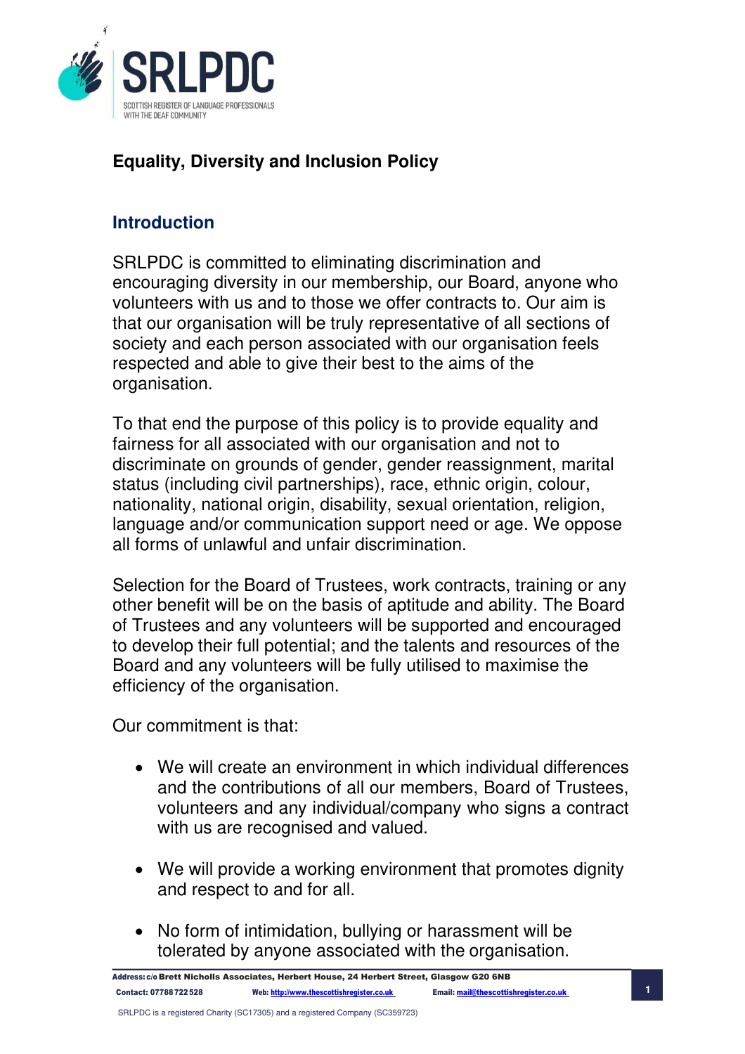# Equality, Diversity and Inclusion Policy

## Introduction

SRLPDC is committed to eliminating discrimination and encouraging diversity in our membership, our Board, anyone who volunteers with us and to those we offer contracts to. Our aim is that our organisation will be truly representative of all sections of society and each person associated with our organisation feels respected and able to give their best to the aims of the organisation.

To that end the purpose of this policy is to provide equality and fairness for all associated with our organisation and not to discriminate on grounds of gender, gender reassignment, marital status (including civil partnerships), race, ethnic origin, colour, nationality, national origin, disability, sexual orientation, religion, language and/or communication support need or age. We oppose all forms of unlawful and unfair discrimination.

Selection for the Board of Trustees, work contracts, training or any other benefit will be on the basis of aptitude and ability. The Board of Trustees and any volunteers will be supported and encouraged to develop their full potential; and the talents and resources of the Board and any volunteers will be fully utilised to maximise the efficiency of the organisation.

Our commitment is that:

- We will create an environment in which individual differences and the contributions of all our members, Board of Trustees, volunteers and any individual/company who signs a contract with us are recognised and valued.
- We will provide a working environment that promotes dignity and respect to and for all.
- No form of intimidation, bullying or harassment will be tolerated by anyone associated with the organisation.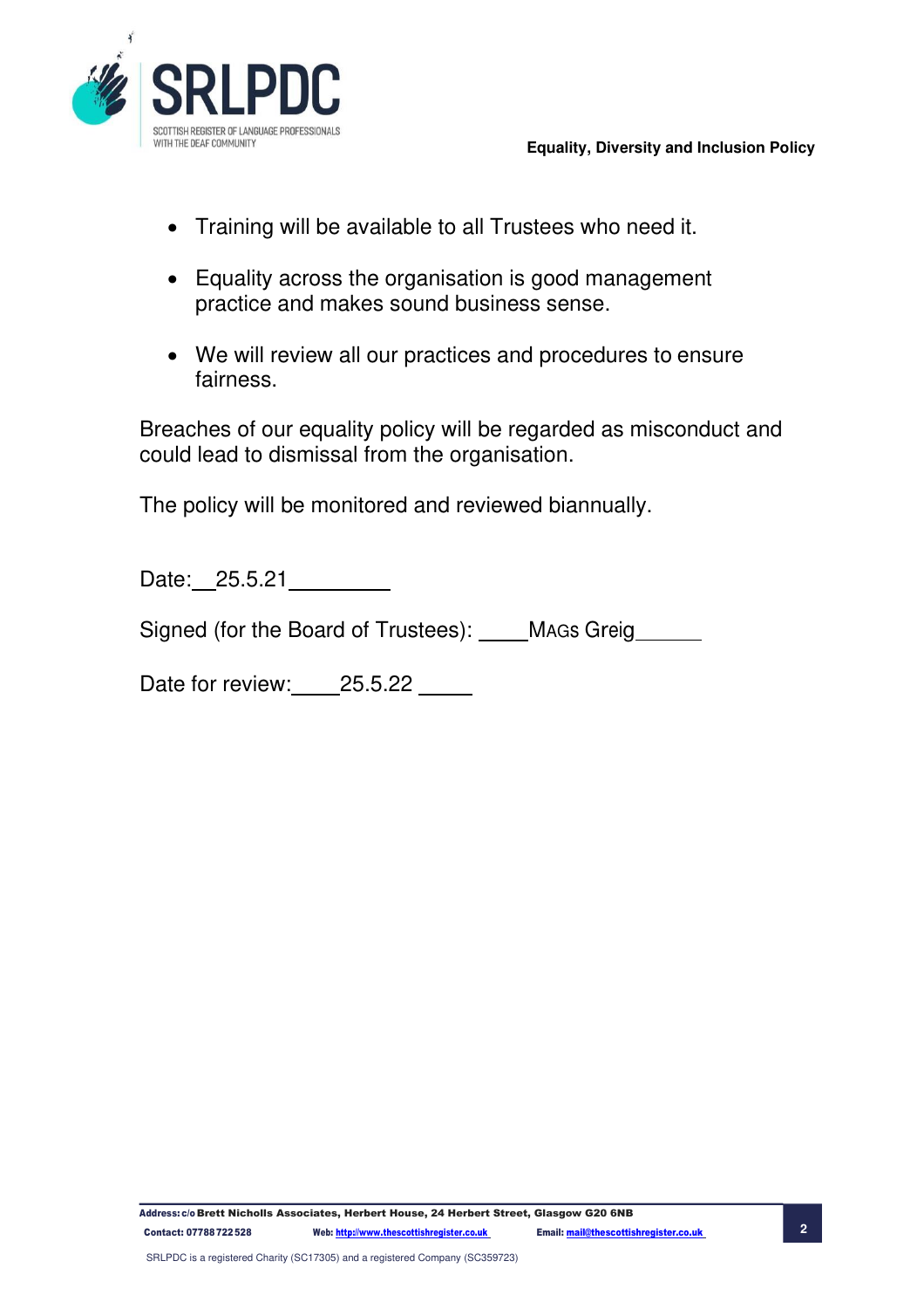- Training will be available to all Trustees who need it.
- Equality across the organisation is good management practice and makes sound business sense.
- We will review all our practices and procedures to ensure fairness.

Breaches of our equality policy will be regarded as misconduct and could lead to dismissal from the organisation.

The policy will be monitored and reviewed biannually.

Date: 25.5.21

Signed (for the Board of Trustees): MAGS Greig

Date for review: 25.5.22